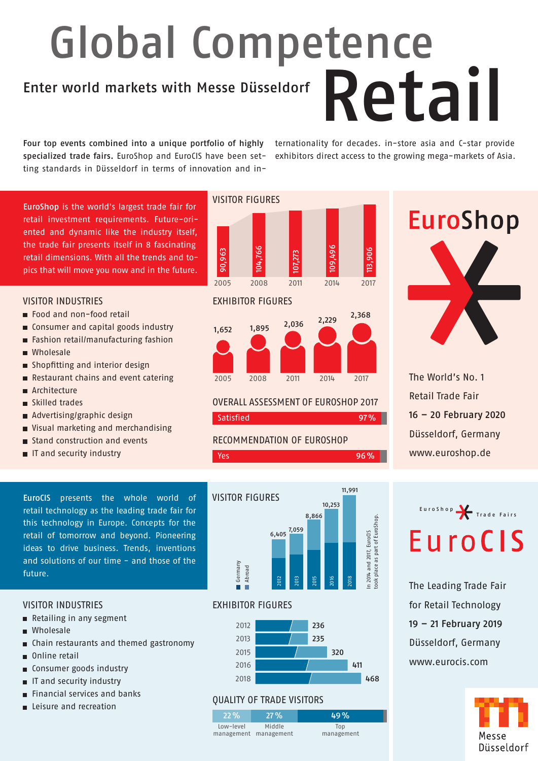# Global Competence Retail

## Enter world markets with Messe Düsseldorf

**Four top events combined into a unique portfolio of highly specialized trade fairs.** EuroShop and EuroCIS have been setting standards in Düsseldorf in terms of innovation and internationality for decades. in-store asia and C-star provide exhibitors direct access to the growing mega-markets of Asia.

## EuroShop

**EuroShop** is the world's largest trade fair for retail investment requirements. Future-oriented and dynamic like the industry itself, the trade fair presents itself in 8 fascinating retail dimensions. With all the trends and topics that will move you now and in the future.

### VISITOR INDUSTRIES

- Food and non-food retail
- Consumer and capital goods industry
- Fashion retail/manufacturing fashion
- Wholesale
- Shopfitting and interior design
- Restaurant chains and event catering
- Architecture
- Skilled trades
- Advertising/graphic design
- Visual marketing and merchandising
- Stand construction and events
- IT and security industry

### VISITOR FIGURES

| Year | Visitors |
|---|---|
| 2005 | 90,963 |
| 2008 | 104,766 |
| 2011 | 107,273 |
| 2014 | 109,496 |
| 2017 | 113,906 |

### EXHIBITOR FIGURES

| Year | Exhibitors |
|---|---|
| 2005 | 1,652 |
| 2008 | 1,895 |
| 2011 | 2,036 |
| 2014 | 2,229 |
| 2017 | 2,368 |

### OVERALL ASSESSMENT OF EUROSHOP 2017

Satisfied 97 %

### RECOMMENDATION OF EUROSHOP

Yes 96 %

The World's No. 1
Retail Trade Fair
**16 – 20 February 2020**
Düsseldorf, Germany
www.euroshop.de

## EuroCIS

**EuroCIS** presents the whole world of retail technology as the leading trade fair for this technology in Europe. Concepts for the retail of tomorrow and beyond. Pioneering ideas to drive business. Trends, inventions and solutions of our time – and those of the future.

### VISITOR INDUSTRIES

- Retailing in any segment
- Wholesale
- Chain restaurants and themed gastronomy
- Online retail
- Consumer goods industry
- IT and security industry
- Financial services and banks
- Leisure and recreation

### VISITOR FIGURES

| Year | Visitors (Germany / Abroad) |
|---|---|
| 2012 | 6,405 |
| 2013 | 7,059 |
| 2015 | 8,866 |
| 2016 | 10,253 |
| 2018 | 11,991 |

In 2014 and 2017, EuroCIS took place as part of EuroShop.

### EXHIBITOR FIGURES

| Year | Exhibitors |
|---|---|
| 2012 | 236 |
| 2013 | 235 |
| 2015 | 320 |
| 2016 | 411 |
| 2018 | 468 |

### QUALITY OF TRADE VISITORS

| Low-level management | Middle management | Top management |
|---|---|---|
| 22 % | 27 % | 49 % |

EuroShop Trade Fairs

The Leading Trade Fair
for Retail Technology
**19 – 21 February 2019**
Düsseldorf, Germany
www.eurocis.com

Messe Düsseldorf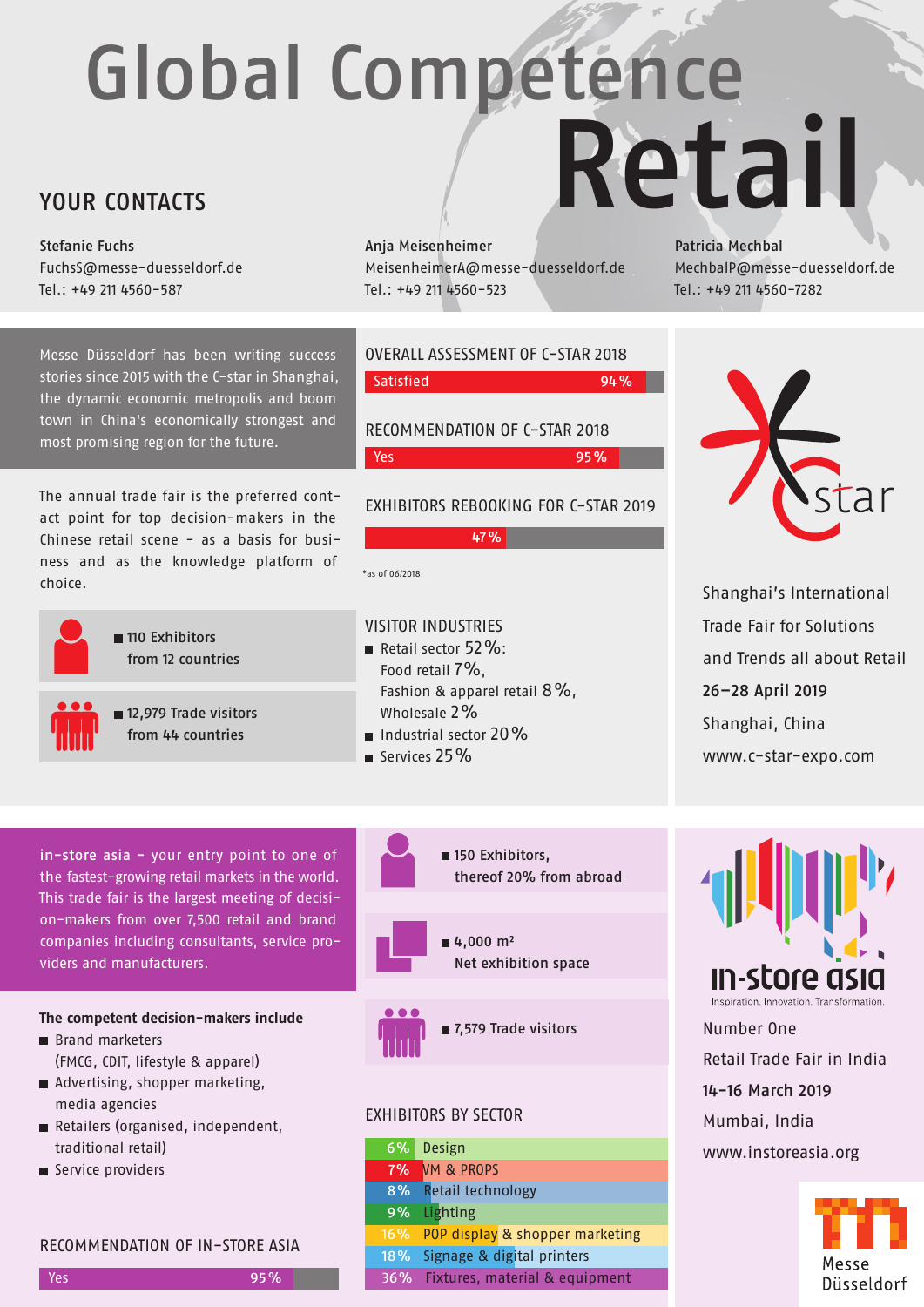# Global Competence Retail

## YOUR CONTACTS

Stefanie Fuchs
FuchsS@messe-duesseldorf.de
Tel.: +49 211 4560-587

Anja Meisenheimer
MeisenheimerA@messe-duesseldorf.de
Tel.: +49 211 4560-523

Patricia Mechbal
MechbalP@messe-duesseldorf.de
Tel.: +49 211 4560-7282

Messe Düsseldorf has been writing success stories since 2015 with the C-star in Shanghai, the dynamic economic metropolis and boom town in China's economically strongest and most promising region for the future.

The annual trade fair is the preferred contact point for top decision-makers in the Chinese retail scene – as a basis for business and as the knowledge platform of choice.

- 110 Exhibitors from 12 countries
- 12,979 Trade visitors from 44 countries

OVERALL ASSESSMENT OF C-STAR 2018

Satisfied 94 %

RECOMMENDATION OF C-STAR 2018

Yes 95 %

EXHIBITORS REBOOKING FOR C-STAR 2019

47 %

*as of 06/2018

VISITOR INDUSTRIES

- Retail sector 52 %:
  Food retail 7 %,
  Fashion & apparel retail 8 %,
  Wholesale 2 %
- Industrial sector 20 %
- Services 25 %

C-star

Shanghai's International Trade Fair for Solutions and Trends all about Retail

**26–28 April 2019**

Shanghai, China

www.c-star-expo.com

**in-store asia** – your entry point to one of the fastest-growing retail markets in the world. This trade fair is the largest meeting of decision-makers from over 7,500 retail and brand companies including consultants, service providers and manufacturers.

**The competent decision-makers include**

- Brand marketers (FMCG, CDIT, lifestyle & apparel)
- Advertising, shopper marketing, media agencies
- Retailers (organised, independent, traditional retail)
- Service providers

RECOMMENDATION OF IN-STORE ASIA

Yes 95 %

- 150 Exhibitors, thereof 20% from abroad
- 4,000 m² Net exhibition space
- 7,579 Trade visitors

EXHIBITORS BY SECTOR

6 % Design
7 % VM & PROPS
8 % Retail technology
9 % Lighting
16 % POP display & shopper marketing
18 % Signage & digital printers
36 % Fixtures, material & equipment

in-store asia
Inspiration. Innovation. Transformation.

Number One Retail Trade Fair in India

**14–16 March 2019**

Mumbai, India

www.instoreasia.org

Messe Düsseldorf